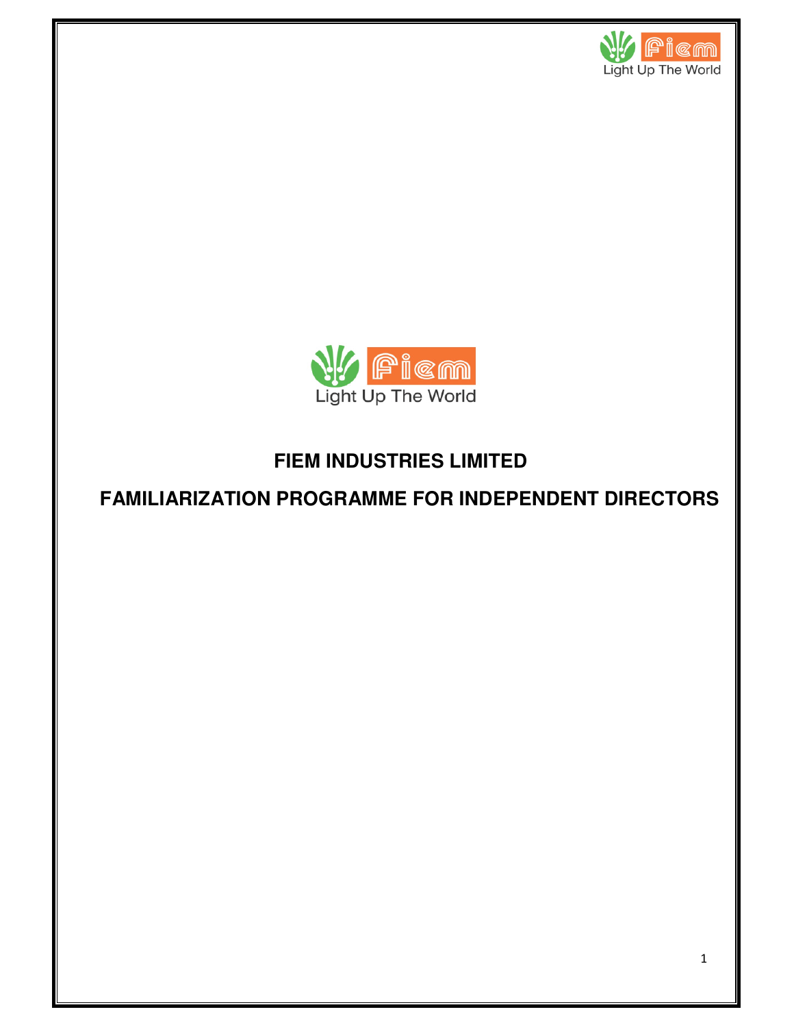# FIEM INDUSTRIES LIMITED

## FAMILIARIZATION PROGRAMME FOR INDEPENDENT DIRECTORS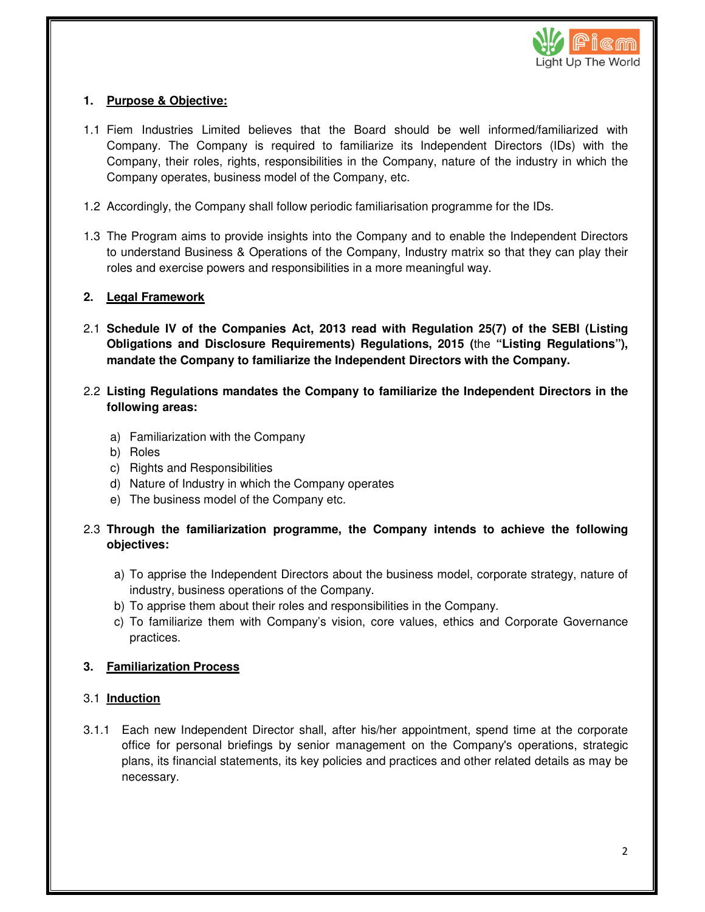## 1. Purpose & Objective:

1.1 Fiem Industries Limited believes that the Board should be well informed/familiarized with Company. The Company is required to familiarize its Independent Directors (IDs) with the Company, their roles, rights, responsibilities in the Company, nature of the industry in which the Company operates, business model of the Company, etc.

1.2 Accordingly, the Company shall follow periodic familiarisation programme for the IDs.

1.3 The Program aims to provide insights into the Company and to enable the Independent Directors to understand Business & Operations of the Company, Industry matrix so that they can play their roles and exercise powers and responsibilities in a more meaningful way.

## 2. Legal Framework

2.1 **Schedule IV of the Companies Act, 2013 read with Regulation 25(7) of the SEBI (Listing Obligations and Disclosure Requirements) Regulations, 2015 (**the **"Listing Regulations"), mandate the Company to familiarize the Independent Directors with the Company.**

2.2 **Listing Regulations mandates the Company to familiarize the Independent Directors in the following areas:**

a) Familiarization with the Company
b) Roles
c) Rights and Responsibilities
d) Nature of Industry in which the Company operates
e) The business model of the Company etc.

2.3 **Through the familiarization programme, the Company intends to achieve the following objectives:**

a) To apprise the Independent Directors about the business model, corporate strategy, nature of industry, business operations of the Company.
b) To apprise them about their roles and responsibilities in the Company.
c) To familiarize them with Company's vision, core values, ethics and Corporate Governance practices.

## 3. Familiarization Process

### 3.1 Induction

3.1.1 Each new Independent Director shall, after his/her appointment, spend time at the corporate office for personal briefings by senior management on the Company's operations, strategic plans, its financial statements, its key policies and practices and other related details as may be necessary.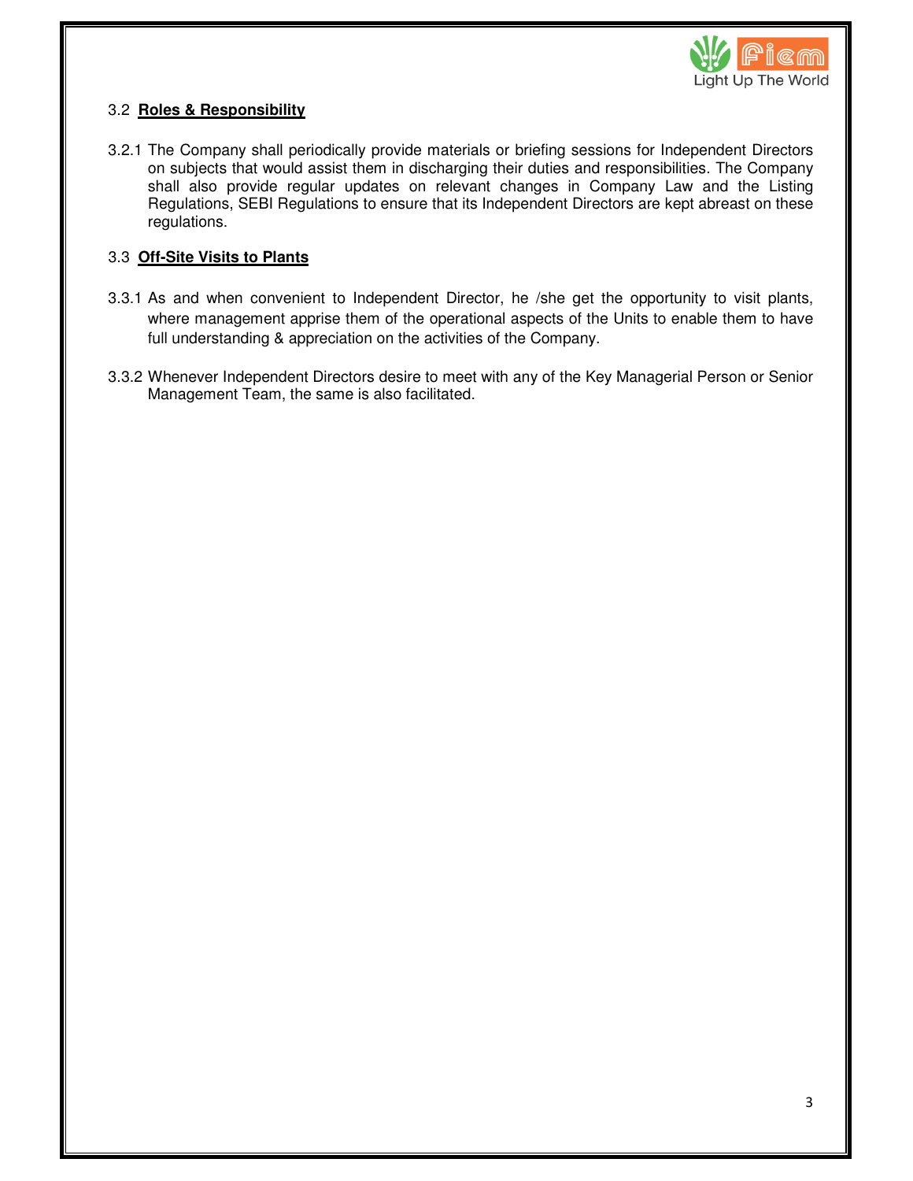### 3.2 **Roles & Responsibility**

3.2.1 The Company shall periodically provide materials or briefing sessions for Independent Directors on subjects that would assist them in discharging their duties and responsibilities. The Company shall also provide regular updates on relevant changes in Company Law and the Listing Regulations, SEBI Regulations to ensure that its Independent Directors are kept abreast on these regulations.

### 3.3 **Off-Site Visits to Plants**

3.3.1 As and when convenient to Independent Director, he /she get the opportunity to visit plants, where management apprise them of the operational aspects of the Units to enable them to have full understanding & appreciation on the activities of the Company.

3.3.2 Whenever Independent Directors desire to meet with any of the Key Managerial Person or Senior Management Team, the same is also facilitated.